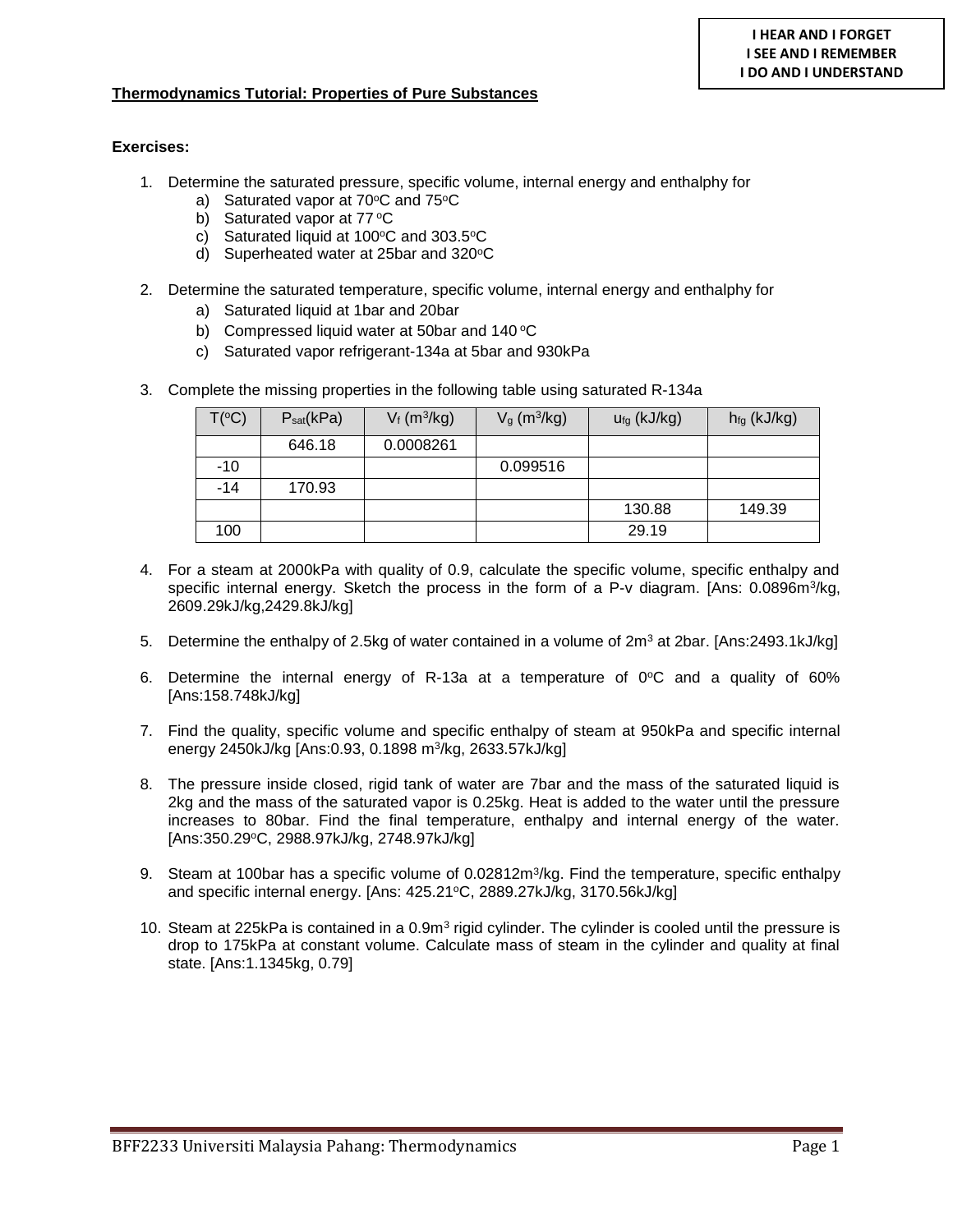I HEAR AND I FORGET
I SEE AND I REMEMBER
I DO AND I UNDERSTAND

**Thermodynamics Tutorial: Properties of Pure Substances**

**Exercises:**

1. Determine the saturated pressure, specific volume, internal energy and enthalpy for
   a) Saturated vapor at 70°C and 75°C
   b) Saturated vapor at 77 °C
   c) Saturated liquid at 100°C and 303.5°C
   d) Superheated water at 25bar and 320°C

2. Determine the saturated temperature, specific volume, internal energy and enthalpy for
   a) Saturated liquid at 1bar and 20bar
   b) Compressed liquid water at 50bar and 140 °C
   c) Saturated vapor refrigerant-134a at 5bar and 930kPa

3. Complete the missing properties in the following table using saturated R-134a

| T(°C) | $P_{sat}$(kPa) | $V_f$ (m$^3$/kg) | $V_g$ (m$^3$/kg) | $u_{fg}$ (kJ/kg) | $h_{fg}$ (kJ/kg) |
|---|---|---|---|---|---|
| | 646.18 | 0.0008261 | | | |
| -10 | | | 0.099516 | | |
| -14 | 170.93 | | | | |
| | | | | 130.88 | 149.39 |
| 100 | | | | 29.19 | |

4. For a steam at 2000kPa with quality of 0.9, calculate the specific volume, specific enthalpy and specific internal energy. Sketch the process in the form of a P-v diagram. [Ans: 0.0896m$^3$/kg, 2609.29kJ/kg,2429.8kJ/kg]

5. Determine the enthalpy of 2.5kg of water contained in a volume of 2m$^3$ at 2bar. [Ans:2493.1kJ/kg]

6. Determine the internal energy of R-13a at a temperature of 0°C and a quality of 60% [Ans:158.748kJ/kg]

7. Find the quality, specific volume and specific enthalpy of steam at 950kPa and specific internal energy 2450kJ/kg [Ans:0.93, 0.1898 m$^3$/kg, 2633.57kJ/kg]

8. The pressure inside closed, rigid tank of water are 7bar and the mass of the saturated liquid is 2kg and the mass of the saturated vapor is 0.25kg. Heat is added to the water until the pressure increases to 80bar. Find the final temperature, enthalpy and internal energy of the water. [Ans:350.29°C, 2988.97kJ/kg, 2748.97kJ/kg]

9. Steam at 100bar has a specific volume of 0.02812m$^3$/kg. Find the temperature, specific enthalpy and specific internal energy. [Ans: 425.21°C, 2889.27kJ/kg, 3170.56kJ/kg]

10. Steam at 225kPa is contained in a 0.9m$^3$ rigid cylinder. The cylinder is cooled until the pressure is drop to 175kPa at constant volume. Calculate mass of steam in the cylinder and quality at final state. [Ans:1.1345kg, 0.79]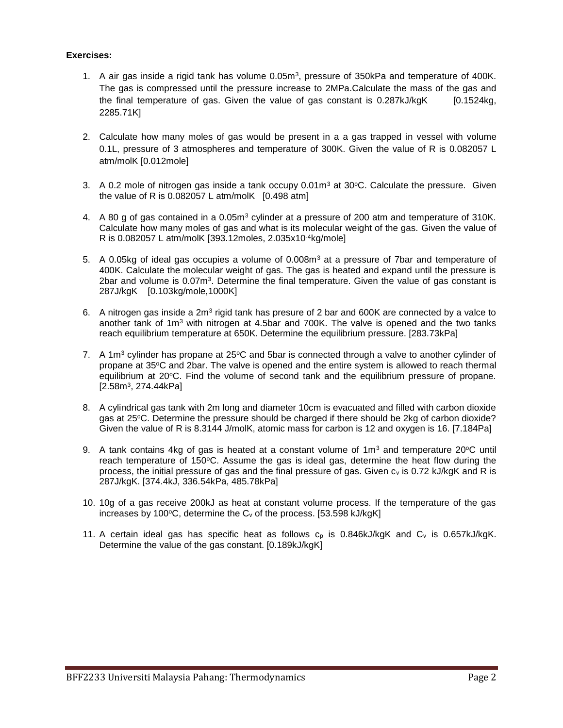**Exercises:**

1. A air gas inside a rigid tank has volume 0.05m$^3$, pressure of 350kPa and temperature of 400K. The gas is compressed until the pressure increase to 2MPa.Calculate the mass of the gas and the final temperature of gas. Given the value of gas constant is 0.287kJ/kgK [0.1524kg, 2285.71K]

2. Calculate how many moles of gas would be present in a a gas trapped in vessel with volume 0.1L, pressure of 3 atmospheres and temperature of 300K. Given the value of R is 0.082057 L atm/molK [0.012mole]

3. A 0.2 mole of nitrogen gas inside a tank occupy 0.01m$^3$ at 30$^o$C. Calculate the pressure. Given the value of R is 0.082057 L atm/molK [0.498 atm]

4. A 80 g of gas contained in a 0.05m$^3$ cylinder at a pressure of 200 atm and temperature of 310K. Calculate how many moles of gas and what is its molecular weight of the gas. Given the value of R is 0.082057 L atm/molK [393.12moles, 2.035x10$^{-4}$kg/mole]

5. A 0.05kg of ideal gas occupies a volume of 0.008m$^3$ at a pressure of 7bar and temperature of 400K. Calculate the molecular weight of gas. The gas is heated and expand until the pressure is 2bar and volume is 0.07m$^3$. Determine the final temperature. Given the value of gas constant is 287J/kgK [0.103kg/mole,1000K]

6. A nitrogen gas inside a 2m$^3$ rigid tank has presure of 2 bar and 600K are connected by a valce to another tank of 1m$^3$ with nitrogen at 4.5bar and 700K. The valve is opened and the two tanks reach equilibrium temperature at 650K. Determine the equilibrium pressure. [283.73kPa]

7. A 1m$^3$ cylinder has propane at 25$^o$C and 5bar is connected through a valve to another cylinder of propane at 35$^o$C and 2bar. The valve is opened and the entire system is allowed to reach thermal equilibrium at 20$^o$C. Find the volume of second tank and the equilibrium pressure of propane. [2.58m$^3$, 274.44kPa]

8. A cylindrical gas tank with 2m long and diameter 10cm is evacuated and filled with carbon dioxide gas at 25$^o$C. Determine the pressure should be charged if there should be 2kg of carbon dioxide? Given the value of R is 8.3144 J/molK, atomic mass for carbon is 12 and oxygen is 16. [7.184Pa]

9. A tank contains 4kg of gas is heated at a constant volume of 1m$^3$ and temperature 20$^o$C until reach temperature of 150$^o$C. Assume the gas is ideal gas, determine the heat flow during the process, the initial pressure of gas and the final pressure of gas. Given $c_v$ is 0.72 kJ/kgK and R is 287J/kgK. [374.4kJ, 336.54kPa, 485.78kPa]

10. 10g of a gas receive 200kJ as heat at constant volume process. If the temperature of the gas increases by 100$^o$C, determine the $C_v$ of the process. [53.598 kJ/kgK]

11. A certain ideal gas has specific heat as follows $c_p$ is 0.846kJ/kgK and $C_v$ is 0.657kJ/kgK. Determine the value of the gas constant. [0.189kJ/kgK]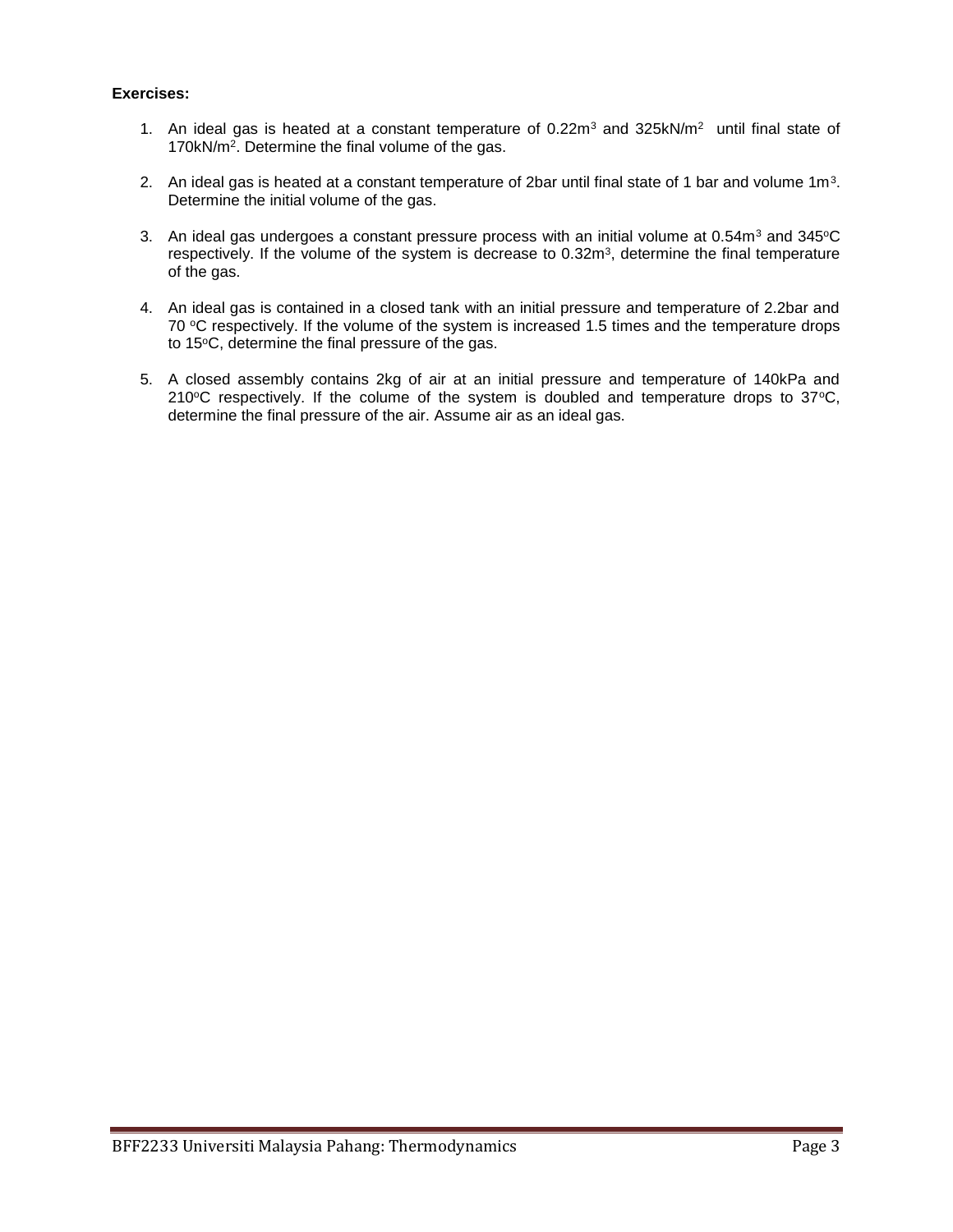**Exercises:**

1. An ideal gas is heated at a constant temperature of $0.22m^3$ and $325kN/m^2$ until final state of $170kN/m^2$. Determine the final volume of the gas.

2. An ideal gas is heated at a constant temperature of 2bar until final state of 1 bar and volume $1m^3$. Determine the initial volume of the gas.

3. An ideal gas undergoes a constant pressure process with an initial volume at $0.54m^3$ and $345^oC$ respectively. If the volume of the system is decrease to $0.32m^3$, determine the final temperature of the gas.

4. An ideal gas is contained in a closed tank with an initial pressure and temperature of 2.2bar and 70 $^oC$ respectively. If the volume of the system is increased 1.5 times and the temperature drops to $15^oC$, determine the final pressure of the gas.

5. A closed assembly contains 2kg of air at an initial pressure and temperature of 140kPa and $210^oC$ respectively. If the colume of the system is doubled and temperature drops to $37^oC$, determine the final pressure of the air. Assume air as an ideal gas.